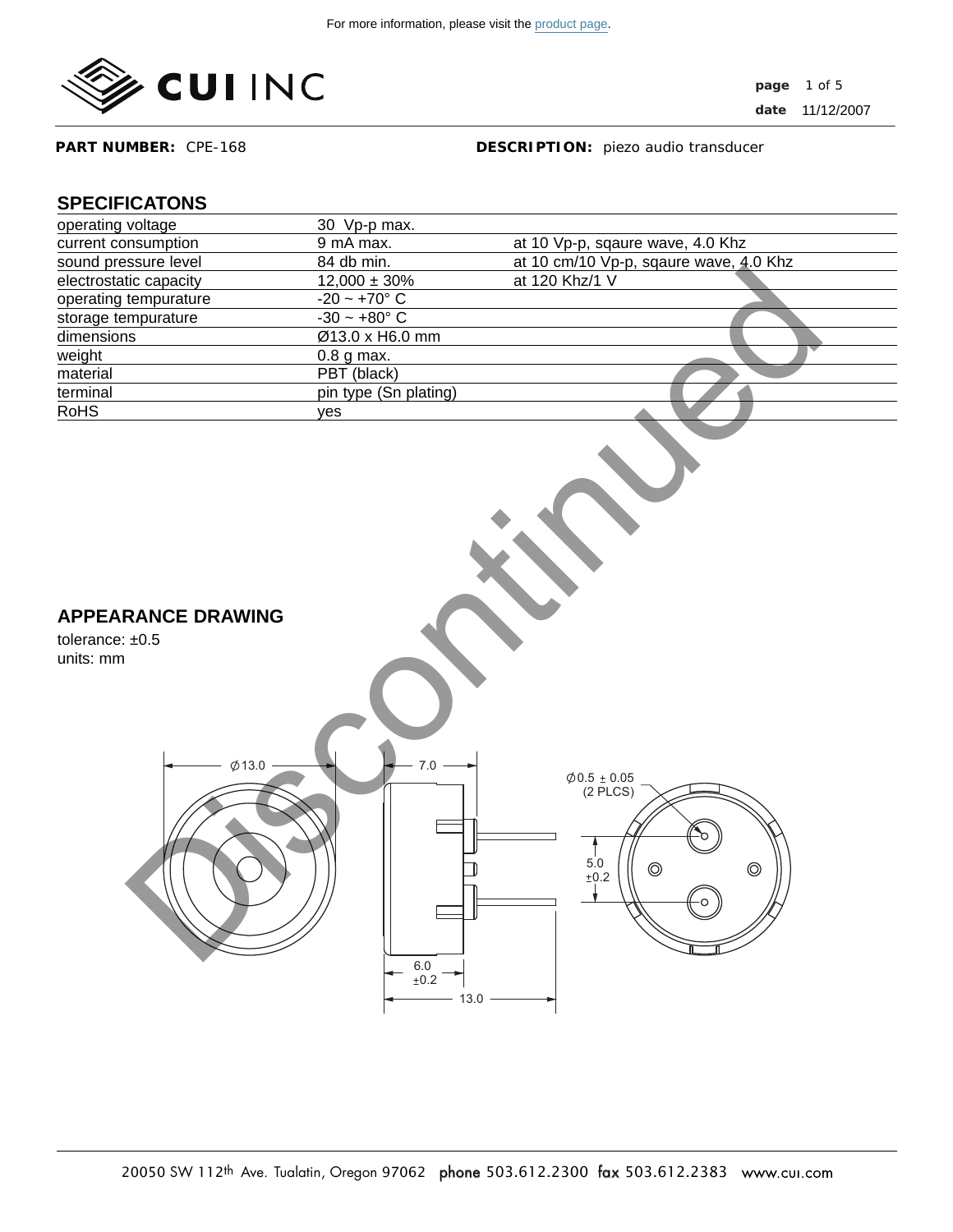For more information, please visit the product page.

**CUI INC**

**date** 11/12/2007

**PART NUMBER:** CPE-168 **DESCRIPTION:** piezo audio transducer

## SPECIFICATONS

| | | |
|---|---|---|
| operating voltage | 30 Vp-p max. | |
| current consumption | 9 mA max. | at 10 Vp-p, sqaure wave, 4.0 Khz |
| sound pressure level | 84 db min. | at 10 cm/10 Vp-p, sqaure wave, 4.0 Khz |
| electrostatic capacity | 12,000 ± 30% | at 120 Khz/1 V |
| operating tempurature | -20 ~ +70° C | |
| storage tempurature | -30 ~ +80° C | |
| dimensions | Ø13.0 x H6.0 mm | |
| weight | 0.8 g max. | |
| material | PBT (black) | |
| terminal | pin type (Sn plating) | |
| RoHS | yes | |

Discontinued

## APPEARANCE DRAWING

tolerance: ±0.5
units: mm

Ø13.0 7.0 Ø0.5 ± 0.05 (2 PLCS) 5.0 ±0.2 6.0 ±0.2 13.0

20050 SW 112th Ave. Tualatin, Oregon 97062 **phone** 503.612.2300 **fax** 503.612.2383 www.cui.com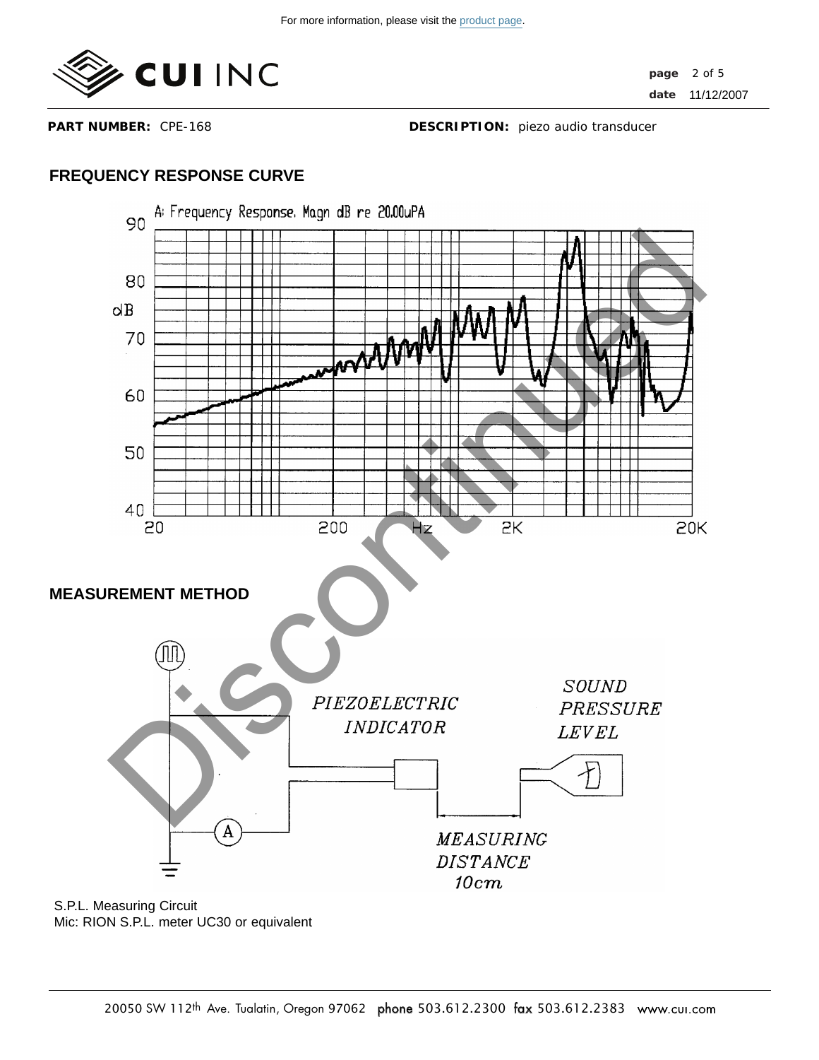**PART NUMBER:** CPE-168 **DESCRIPTION:** piezo audio transducer

## FREQUENCY RESPONSE CURVE

A: Frequency Response, Magn dB re 20.00uPA

## MEASUREMENT METHOD

S.P.L. Measuring Circuit
Mic: RION S.P.L. meter UC30 or equivalent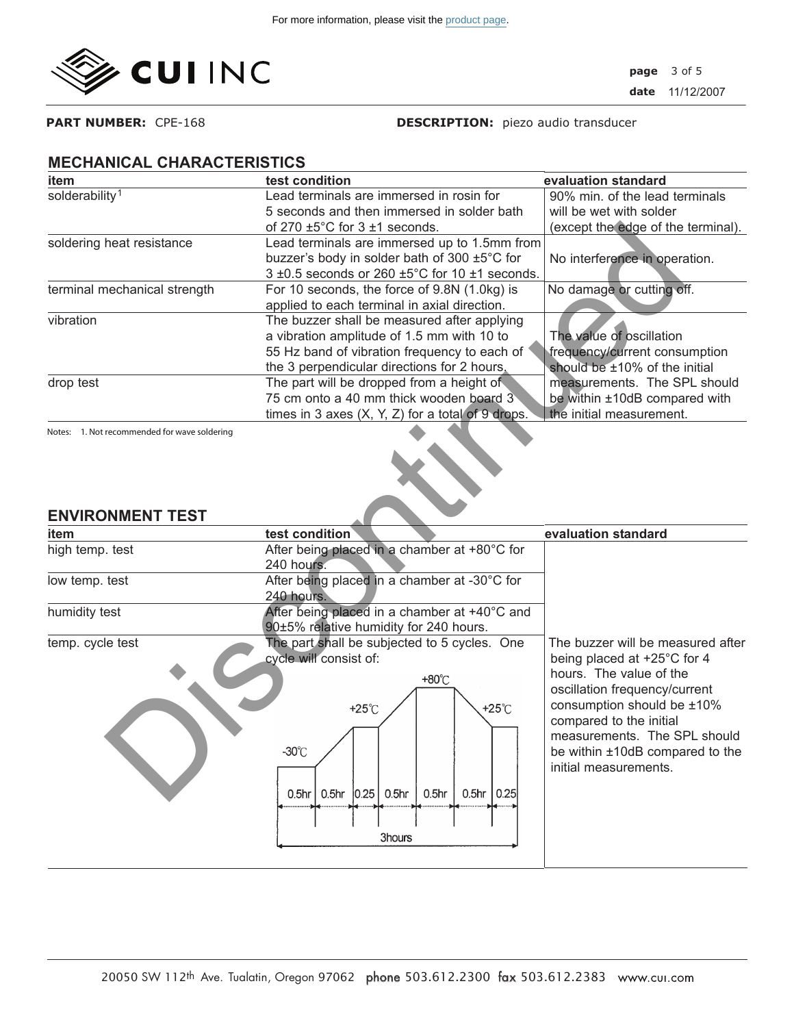For more information, please visit the product page.

**PART NUMBER:** CPE-168 **DESCRIPTION:** piezo audio transducer

## MECHANICAL CHARACTERISTICS

| item | test condition | evaluation standard |
|---|---|---|
| solderability[1] | Lead terminals are immersed in rosin for 5 seconds and then immersed in solder bath of 270 ±5°C for 3 ±1 seconds. | 90% min. of the lead terminals will be wet with solder (except the edge of the terminal). |
| soldering heat resistance | Lead terminals are immersed up to 1.5mm from buzzer's body in solder bath of 300 ±5°C for 3 ±0.5 seconds or 260 ±5°C for 10 ±1 seconds. | No interference in operation. |
| terminal mechanical strength | For 10 seconds, the force of 9.8N (1.0kg) is applied to each terminal in axial direction. | No damage or cutting off. |
| vibration | The buzzer shall be measured after applying a vibration amplitude of 1.5 mm with 10 to 55 Hz band of vibration frequency to each of the 3 perpendicular directions for 2 hours. | The value of oscillation frequency/current consumption should be ±10% of the initial measurements. The SPL should be within ±10dB compared with the initial measurement. |
| drop test | The part will be dropped from a height of 75 cm onto a 40 mm thick wooden board 3 times in 3 axes (X, Y, Z) for a total of 9 drops. | |

Notes: 1. Not recommended for wave soldering

## ENVIRONMENT TEST

| item | test condition | evaluation standard |
|---|---|---|
| high temp. test | After being placed in a chamber at +80°C for 240 hours. | The buzzer will be measured after being placed at +25°C for 4 hours. The value of the oscillation frequency/current consumption should be ±10% compared to the initial measurements. The SPL should be within ±10dB compared to the initial measurements. |
| low temp. test | After being placed in a chamber at -30°C for 240 hours. | |
| humidity test | After being placed in a chamber at +40°C and 90±5% relative humidity for 240 hours. | |
| temp. cycle test | The part shall be subjected to 5 cycles. One cycle will consist of: -30℃ 0.5hr, 0.5hr, +25℃ 0.25, 0.5hr, +80℃ 0.5hr, 0.5hr, +25℃ 0.25 (3hours) | |

Discontinued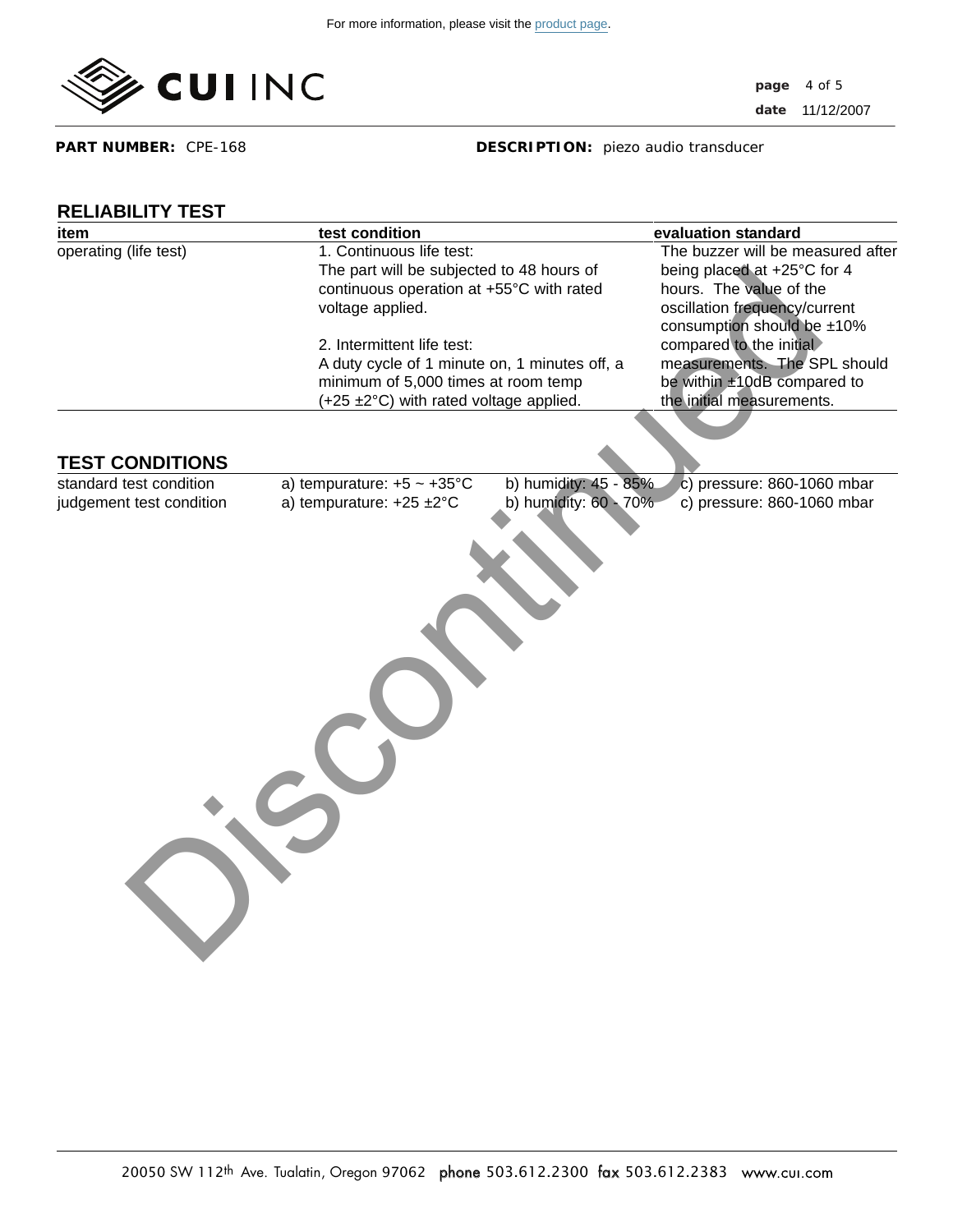For more information, please visit the product page.

**PART NUMBER:** CPE-168 **DESCRIPTION:** piezo audio transducer

## RELIABILITY TEST

| item | test condition | evaluation standard |
|---|---|---|
| operating (life test) | 1. Continuous life test:<br>The part will be subjected to 48 hours of continuous operation at +55°C with rated voltage applied.<br><br>2. Intermittent life test:<br>A duty cycle of 1 minute on, 1 minutes off, a minimum of 5,000 times at room temp (+25 ±2°C) with rated voltage applied. | The buzzer will be measured after being placed at +25°C for 4 hours. The value of the oscillation frequency/current consumption should be ±10% compared to the initial measurements. The SPL should be within ±10dB compared to the initial measurements. |

## TEST CONDITIONS

| | | | |
|---|---|---|---|
| standard test condition | a) tempurature: +5 ~ +35°C | b) humidity: 45 - 85% | c) pressure: 860-1060 mbar |
| judgement test condition | a) tempurature: +25 ±2°C | b) humidity: 60 - 70% | c) pressure: 860-1060 mbar |

Discontinued

20050 SW 112th Ave. Tualatin, Oregon 97062 **phone** 503.612.2300 **fax** 503.612.2383 www.cui.com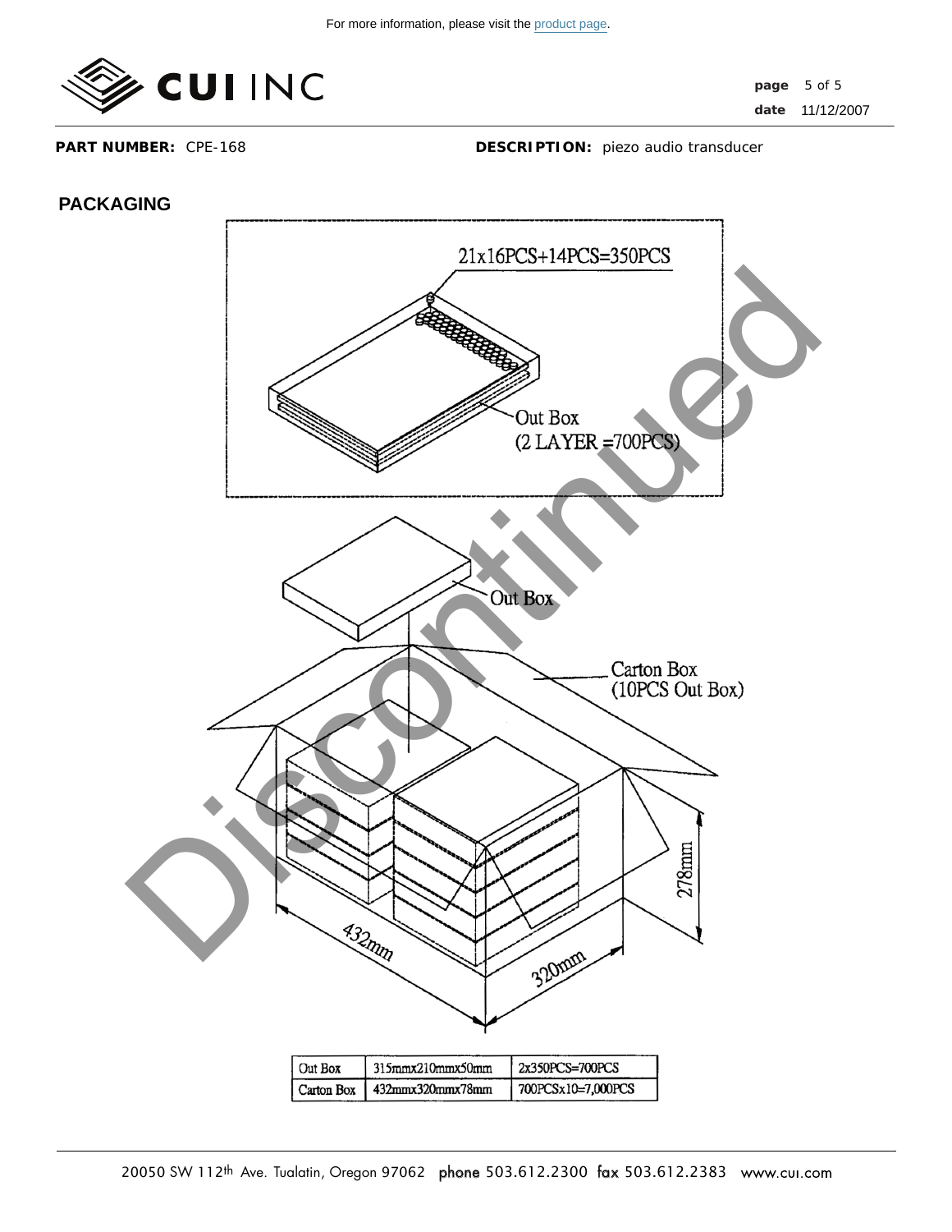For more information, please visit the product page.

**PART NUMBER:** CPE-168 **DESCRIPTION:** piezo audio transducer

## PACKAGING

21x16PCS+14PCS=350PCS

Out Box
(2 LAYER =700PCS)

Out Box

Carton Box
(10PCS Out Box)

278mm

432mm

320mm

| | | |
|---|---|---|
| Out Box | 315mmx210mmx50mm | 2x350PCS=700PCS |
| Carton Box | 432mmx320mmx78mm | 700PCSx10=7,000PCS |

Discontinued

20050 SW 112th Ave. Tualatin, Oregon 97062 phone 503.612.2300 fax 503.612.2383 www.cui.com